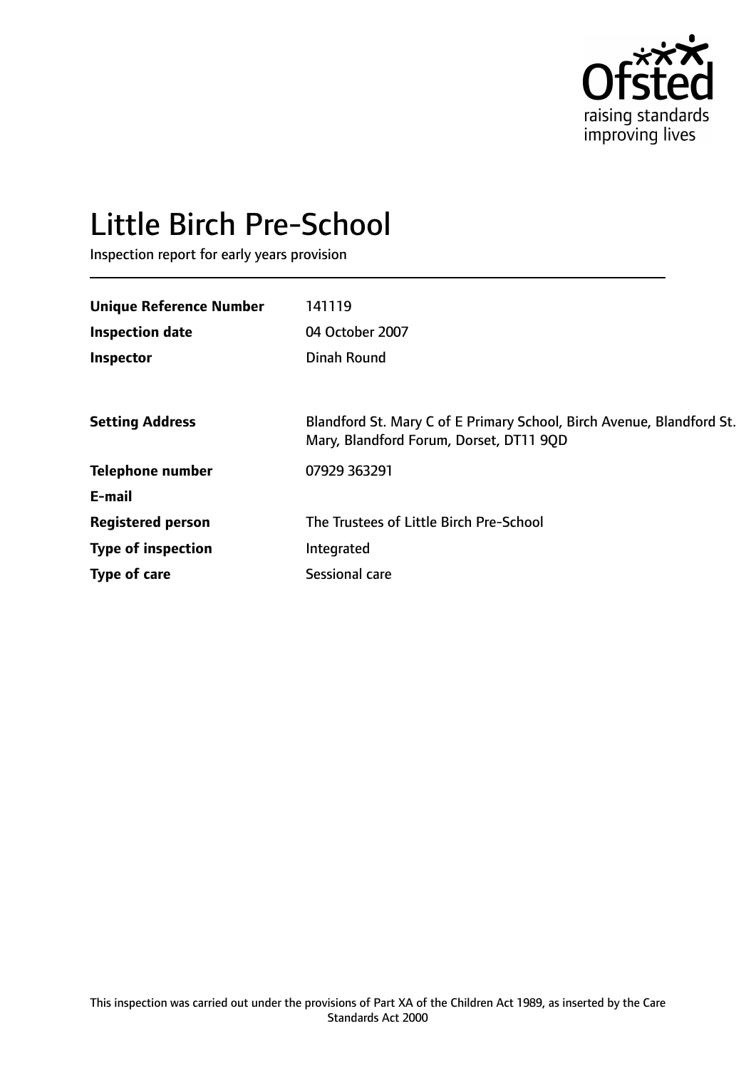# Little Birch Pre-School

Inspection report for early years provision

| | |
|---|---|
| **Unique Reference Number** | 141119 |
| **Inspection date** | 04 October 2007 |
| **Inspector** | Dinah Round |
| | |
| **Setting Address** | Blandford St. Mary C of E Primary School, Birch Avenue, Blandford St. Mary, Blandford Forum, Dorset, DT11 9QD |
| **Telephone number** | 07929 363291 |
| **E-mail** | |
| **Registered person** | The Trustees of Little Birch Pre-School |
| **Type of inspection** | Integrated |
| **Type of care** | Sessional care |

This inspection was carried out under the provisions of Part XA of the Children Act 1989, as inserted by the Care Standards Act 2000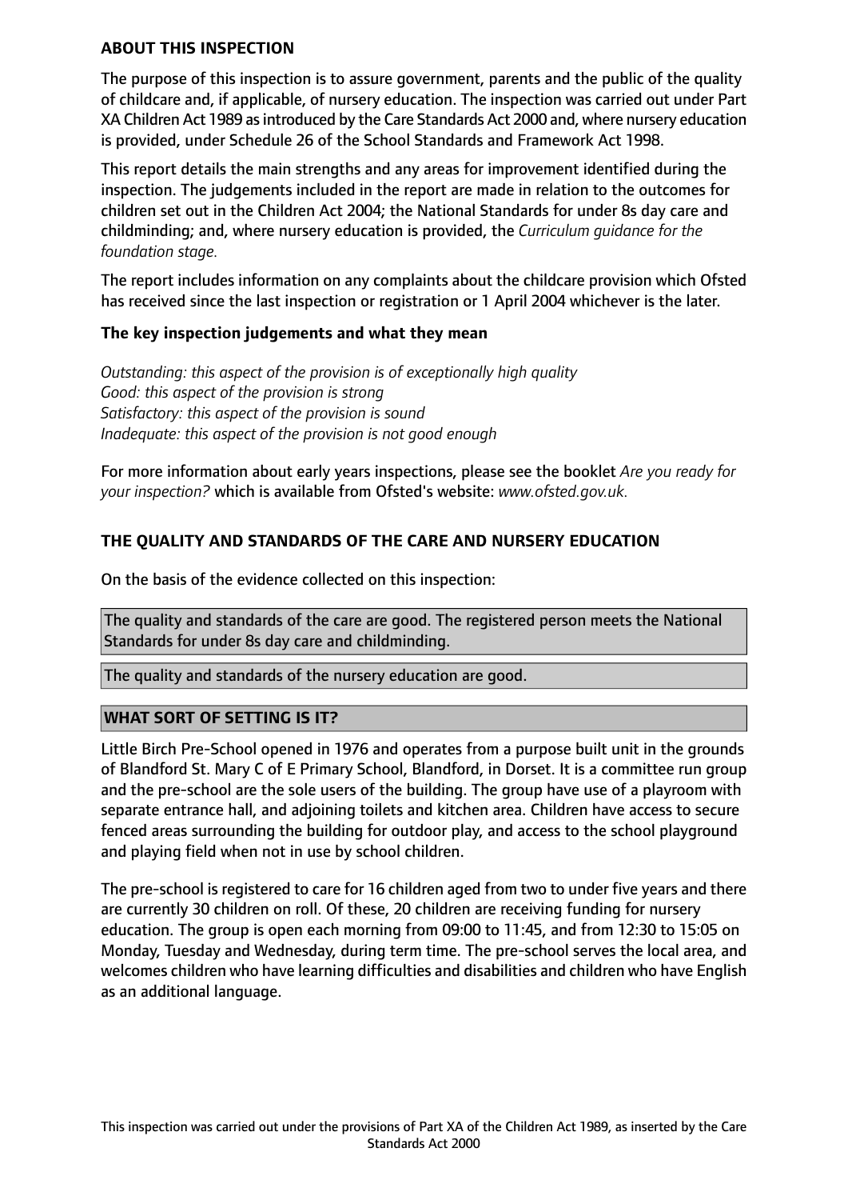## ABOUT THIS INSPECTION

The purpose of this inspection is to assure government, parents and the public of the quality of childcare and, if applicable, of nursery education. The inspection was carried out under Part XA Children Act 1989 as introduced by the Care Standards Act 2000 and, where nursery education is provided, under Schedule 26 of the School Standards and Framework Act 1998.

This report details the main strengths and any areas for improvement identified during the inspection. The judgements included in the report are made in relation to the outcomes for children set out in the Children Act 2004; the National Standards for under 8s day care and childminding; and, where nursery education is provided, the *Curriculum guidance for the foundation stage.*

The report includes information on any complaints about the childcare provision which Ofsted has received since the last inspection or registration or 1 April 2004 whichever is the later.

### The key inspection judgements and what they mean

*Outstanding: this aspect of the provision is of exceptionally high quality*
*Good: this aspect of the provision is strong*
*Satisfactory: this aspect of the provision is sound*
*Inadequate: this aspect of the provision is not good enough*

For more information about early years inspections, please see the booklet *Are you ready for your inspection?* which is available from Ofsted's website: *www.ofsted.gov.uk.*

## THE QUALITY AND STANDARDS OF THE CARE AND NURSERY EDUCATION

On the basis of the evidence collected on this inspection:

The quality and standards of the care are good. The registered person meets the National Standards for under 8s day care and childminding.

The quality and standards of the nursery education are good.

## WHAT SORT OF SETTING IS IT?

Little Birch Pre-School opened in 1976 and operates from a purpose built unit in the grounds of Blandford St. Mary C of E Primary School, Blandford, in Dorset. It is a committee run group and the pre-school are the sole users of the building. The group have use of a playroom with separate entrance hall, and adjoining toilets and kitchen area. Children have access to secure fenced areas surrounding the building for outdoor play, and access to the school playground and playing field when not in use by school children.

The pre-school is registered to care for 16 children aged from two to under five years and there are currently 30 children on roll. Of these, 20 children are receiving funding for nursery education. The group is open each morning from 09:00 to 11:45, and from 12:30 to 15:05 on Monday, Tuesday and Wednesday, during term time. The pre-school serves the local area, and welcomes children who have learning difficulties and disabilities and children who have English as an additional language.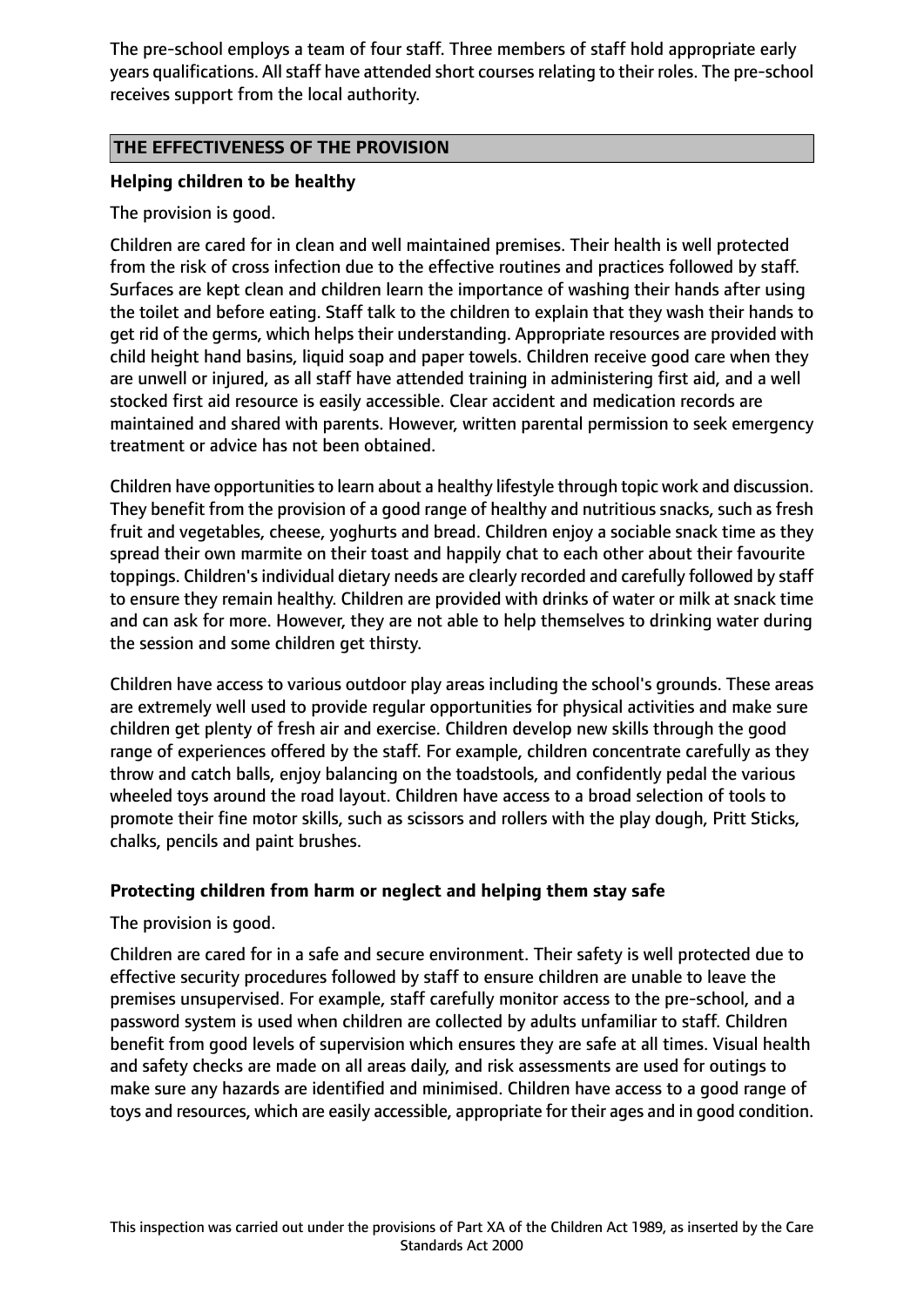The pre-school employs a team of four staff. Three members of staff hold appropriate early years qualifications. All staff have attended short courses relating to their roles. The pre-school receives support from the local authority.

## THE EFFECTIVENESS OF THE PROVISION

### Helping children to be healthy

The provision is good.

Children are cared for in clean and well maintained premises. Their health is well protected from the risk of cross infection due to the effective routines and practices followed by staff. Surfaces are kept clean and children learn the importance of washing their hands after using the toilet and before eating. Staff talk to the children to explain that they wash their hands to get rid of the germs, which helps their understanding. Appropriate resources are provided with child height hand basins, liquid soap and paper towels. Children receive good care when they are unwell or injured, as all staff have attended training in administering first aid, and a well stocked first aid resource is easily accessible. Clear accident and medication records are maintained and shared with parents. However, written parental permission to seek emergency treatment or advice has not been obtained.

Children have opportunities to learn about a healthy lifestyle through topic work and discussion. They benefit from the provision of a good range of healthy and nutritious snacks, such as fresh fruit and vegetables, cheese, yoghurts and bread. Children enjoy a sociable snack time as they spread their own marmite on their toast and happily chat to each other about their favourite toppings. Children's individual dietary needs are clearly recorded and carefully followed by staff to ensure they remain healthy. Children are provided with drinks of water or milk at snack time and can ask for more. However, they are not able to help themselves to drinking water during the session and some children get thirsty.

Children have access to various outdoor play areas including the school's grounds. These areas are extremely well used to provide regular opportunities for physical activities and make sure children get plenty of fresh air and exercise. Children develop new skills through the good range of experiences offered by the staff. For example, children concentrate carefully as they throw and catch balls, enjoy balancing on the toadstools, and confidently pedal the various wheeled toys around the road layout. Children have access to a broad selection of tools to promote their fine motor skills, such as scissors and rollers with the play dough, Pritt Sticks, chalks, pencils and paint brushes.

### Protecting children from harm or neglect and helping them stay safe

The provision is good.

Children are cared for in a safe and secure environment. Their safety is well protected due to effective security procedures followed by staff to ensure children are unable to leave the premises unsupervised. For example, staff carefully monitor access to the pre-school, and a password system is used when children are collected by adults unfamiliar to staff. Children benefit from good levels of supervision which ensures they are safe at all times. Visual health and safety checks are made on all areas daily, and risk assessments are used for outings to make sure any hazards are identified and minimised. Children have access to a good range of toys and resources, which are easily accessible, appropriate for their ages and in good condition.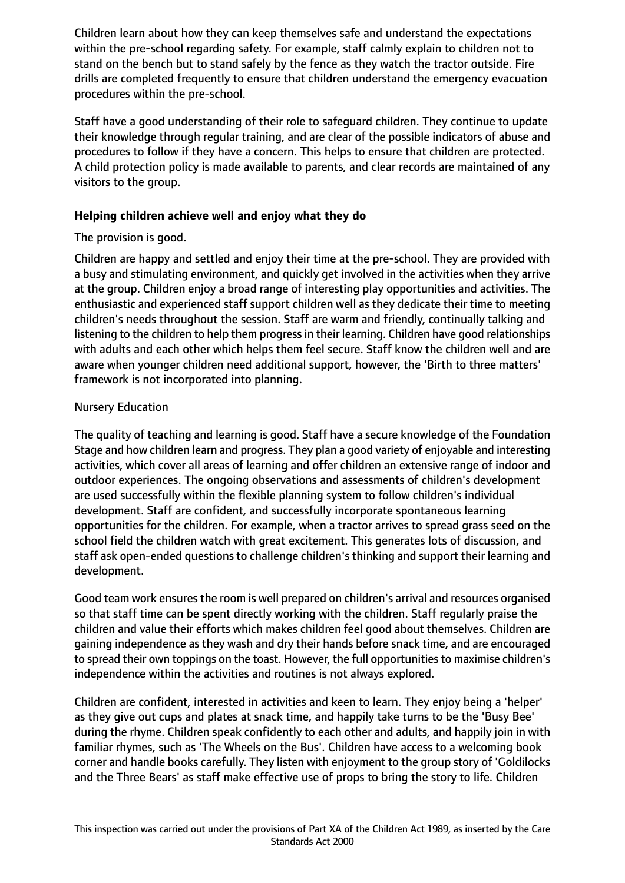Children learn about how they can keep themselves safe and understand the expectations within the pre-school regarding safety. For example, staff calmly explain to children not to stand on the bench but to stand safely by the fence as they watch the tractor outside. Fire drills are completed frequently to ensure that children understand the emergency evacuation procedures within the pre-school.

Staff have a good understanding of their role to safeguard children. They continue to update their knowledge through regular training, and are clear of the possible indicators of abuse and procedures to follow if they have a concern. This helps to ensure that children are protected. A child protection policy is made available to parents, and clear records are maintained of any visitors to the group.

**Helping children achieve well and enjoy what they do**

The provision is good.

Children are happy and settled and enjoy their time at the pre-school. They are provided with a busy and stimulating environment, and quickly get involved in the activities when they arrive at the group. Children enjoy a broad range of interesting play opportunities and activities. The enthusiastic and experienced staff support children well as they dedicate their time to meeting children's needs throughout the session. Staff are warm and friendly, continually talking and listening to the children to help them progress in their learning. Children have good relationships with adults and each other which helps them feel secure. Staff know the children well and are aware when younger children need additional support, however, the 'Birth to three matters' framework is not incorporated into planning.

Nursery Education

The quality of teaching and learning is good. Staff have a secure knowledge of the Foundation Stage and how children learn and progress. They plan a good variety of enjoyable and interesting activities, which cover all areas of learning and offer children an extensive range of indoor and outdoor experiences. The ongoing observations and assessments of children's development are used successfully within the flexible planning system to follow children's individual development. Staff are confident, and successfully incorporate spontaneous learning opportunities for the children. For example, when a tractor arrives to spread grass seed on the school field the children watch with great excitement. This generates lots of discussion, and staff ask open-ended questions to challenge children's thinking and support their learning and development.

Good team work ensures the room is well prepared on children's arrival and resources organised so that staff time can be spent directly working with the children. Staff regularly praise the children and value their efforts which makes children feel good about themselves. Children are gaining independence as they wash and dry their hands before snack time, and are encouraged to spread their own toppings on the toast. However, the full opportunities to maximise children's independence within the activities and routines is not always explored.

Children are confident, interested in activities and keen to learn. They enjoy being a 'helper' as they give out cups and plates at snack time, and happily take turns to be the 'Busy Bee' during the rhyme. Children speak confidently to each other and adults, and happily join in with familiar rhymes, such as 'The Wheels on the Bus'. Children have access to a welcoming book corner and handle books carefully. They listen with enjoyment to the group story of 'Goldilocks and the Three Bears' as staff make effective use of props to bring the story to life. Children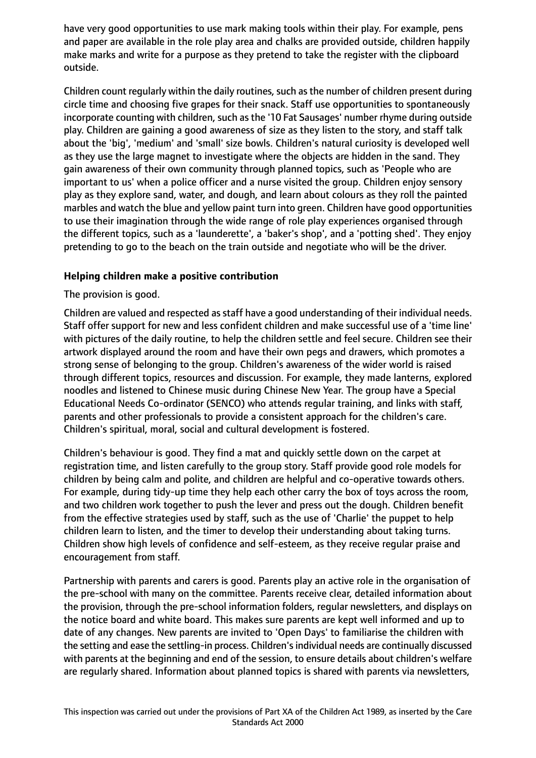have very good opportunities to use mark making tools within their play. For example, pens and paper are available in the role play area and chalks are provided outside, children happily make marks and write for a purpose as they pretend to take the register with the clipboard outside.

Children count regularly within the daily routines, such as the number of children present during circle time and choosing five grapes for their snack. Staff use opportunities to spontaneously incorporate counting with children, such as the '10 Fat Sausages' number rhyme during outside play. Children are gaining a good awareness of size as they listen to the story, and staff talk about the 'big', 'medium' and 'small' size bowls. Children's natural curiosity is developed well as they use the large magnet to investigate where the objects are hidden in the sand. They gain awareness of their own community through planned topics, such as 'People who are important to us' when a police officer and a nurse visited the group. Children enjoy sensory play as they explore sand, water, and dough, and learn about colours as they roll the painted marbles and watch the blue and yellow paint turn into green. Children have good opportunities to use their imagination through the wide range of role play experiences organised through the different topics, such as a 'launderette', a 'baker's shop', and a 'potting shed'. They enjoy pretending to go to the beach on the train outside and negotiate who will be the driver.

**Helping children make a positive contribution**

The provision is good.

Children are valued and respected as staff have a good understanding of their individual needs. Staff offer support for new and less confident children and make successful use of a 'time line' with pictures of the daily routine, to help the children settle and feel secure. Children see their artwork displayed around the room and have their own pegs and drawers, which promotes a strong sense of belonging to the group. Children's awareness of the wider world is raised through different topics, resources and discussion. For example, they made lanterns, explored noodles and listened to Chinese music during Chinese New Year. The group have a Special Educational Needs Co-ordinator (SENCO) who attends regular training, and links with staff, parents and other professionals to provide a consistent approach for the children's care. Children's spiritual, moral, social and cultural development is fostered.

Children's behaviour is good. They find a mat and quickly settle down on the carpet at registration time, and listen carefully to the group story. Staff provide good role models for children by being calm and polite, and children are helpful and co-operative towards others. For example, during tidy-up time they help each other carry the box of toys across the room, and two children work together to push the lever and press out the dough. Children benefit from the effective strategies used by staff, such as the use of 'Charlie' the puppet to help children learn to listen, and the timer to develop their understanding about taking turns. Children show high levels of confidence and self-esteem, as they receive regular praise and encouragement from staff.

Partnership with parents and carers is good. Parents play an active role in the organisation of the pre-school with many on the committee. Parents receive clear, detailed information about the provision, through the pre-school information folders, regular newsletters, and displays on the notice board and white board. This makes sure parents are kept well informed and up to date of any changes. New parents are invited to 'Open Days' to familiarise the children with the setting and ease the settling-in process. Children's individual needs are continually discussed with parents at the beginning and end of the session, to ensure details about children's welfare are regularly shared. Information about planned topics is shared with parents via newsletters,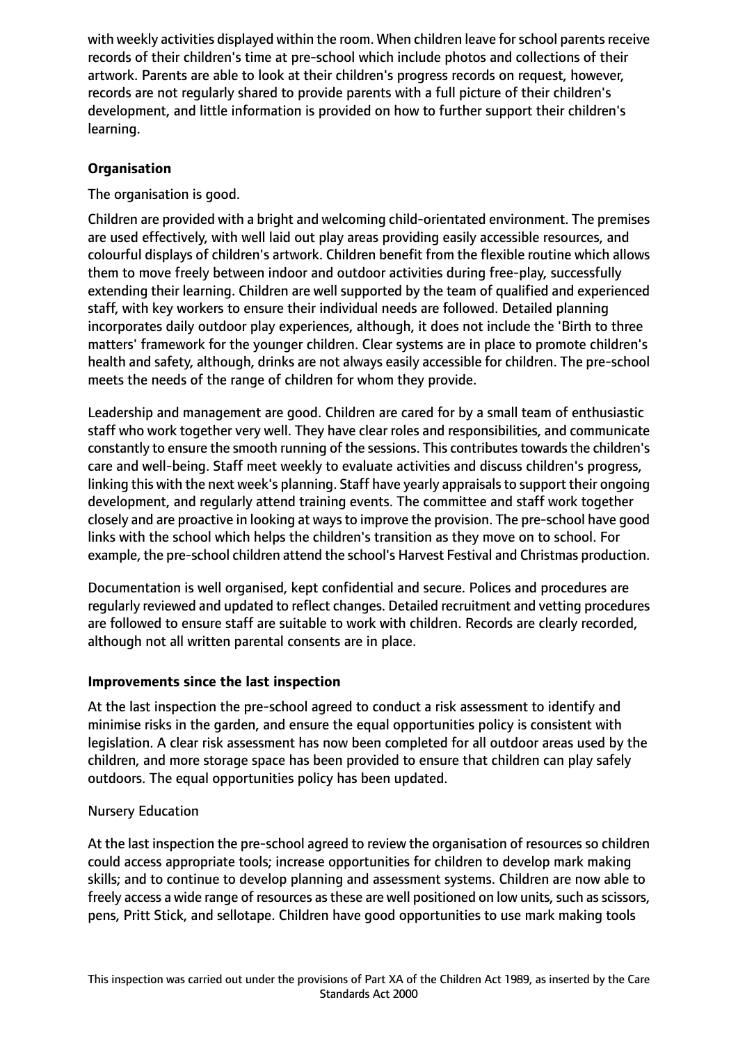with weekly activities displayed within the room. When children leave for school parents receive records of their children's time at pre-school which include photos and collections of their artwork. Parents are able to look at their children's progress records on request, however, records are not regularly shared to provide parents with a full picture of their children's development, and little information is provided on how to further support their children's learning.

**Organisation**

The organisation is good.

Children are provided with a bright and welcoming child-orientated environment. The premises are used effectively, with well laid out play areas providing easily accessible resources, and colourful displays of children's artwork. Children benefit from the flexible routine which allows them to move freely between indoor and outdoor activities during free-play, successfully extending their learning. Children are well supported by the team of qualified and experienced staff, with key workers to ensure their individual needs are followed. Detailed planning incorporates daily outdoor play experiences, although, it does not include the 'Birth to three matters' framework for the younger children. Clear systems are in place to promote children's health and safety, although, drinks are not always easily accessible for children. The pre-school meets the needs of the range of children for whom they provide.

Leadership and management are good. Children are cared for by a small team of enthusiastic staff who work together very well. They have clear roles and responsibilities, and communicate constantly to ensure the smooth running of the sessions. This contributes towards the children's care and well-being. Staff meet weekly to evaluate activities and discuss children's progress, linking this with the next week's planning. Staff have yearly appraisals to support their ongoing development, and regularly attend training events. The committee and staff work together closely and are proactive in looking at ways to improve the provision. The pre-school have good links with the school which helps the children's transition as they move on to school. For example, the pre-school children attend the school's Harvest Festival and Christmas production.

Documentation is well organised, kept confidential and secure. Polices and procedures are regularly reviewed and updated to reflect changes. Detailed recruitment and vetting procedures are followed to ensure staff are suitable to work with children. Records are clearly recorded, although not all written parental consents are in place.

**Improvements since the last inspection**

At the last inspection the pre-school agreed to conduct a risk assessment to identify and minimise risks in the garden, and ensure the equal opportunities policy is consistent with legislation. A clear risk assessment has now been completed for all outdoor areas used by the children, and more storage space has been provided to ensure that children can play safely outdoors. The equal opportunities policy has been updated.

Nursery Education

At the last inspection the pre-school agreed to review the organisation of resources so children could access appropriate tools; increase opportunities for children to develop mark making skills; and to continue to develop planning and assessment systems. Children are now able to freely access a wide range of resources as these are well positioned on low units, such as scissors, pens, Pritt Stick, and sellotape. Children have good opportunities to use mark making tools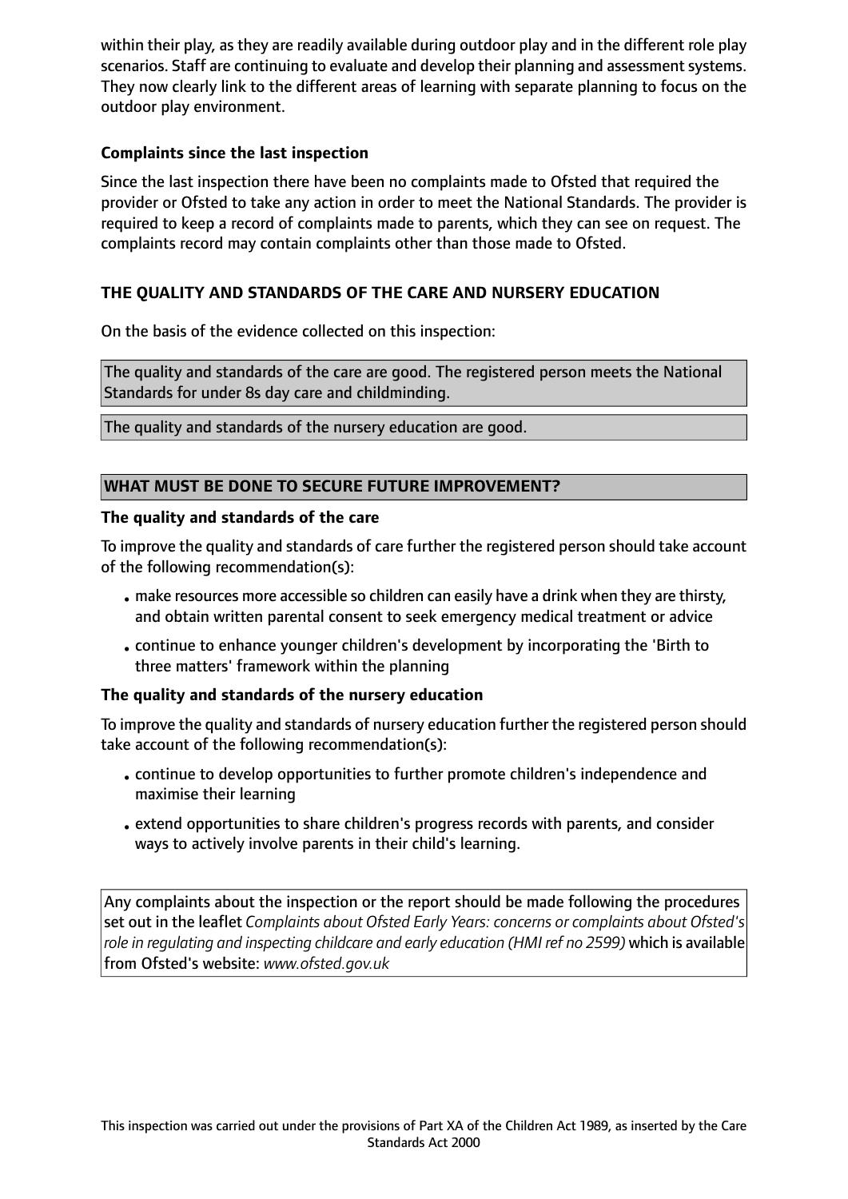within their play, as they are readily available during outdoor play and in the different role play scenarios. Staff are continuing to evaluate and develop their planning and assessment systems. They now clearly link to the different areas of learning with separate planning to focus on the outdoor play environment.

### Complaints since the last inspection

Since the last inspection there have been no complaints made to Ofsted that required the provider or Ofsted to take any action in order to meet the National Standards. The provider is required to keep a record of complaints made to parents, which they can see on request. The complaints record may contain complaints other than those made to Ofsted.

## THE QUALITY AND STANDARDS OF THE CARE AND NURSERY EDUCATION

On the basis of the evidence collected on this inspection:

The quality and standards of the care are good. The registered person meets the National Standards for under 8s day care and childminding.

The quality and standards of the nursery education are good.

## WHAT MUST BE DONE TO SECURE FUTURE IMPROVEMENT?

### The quality and standards of the care

To improve the quality and standards of care further the registered person should take account of the following recommendation(s):

- make resources more accessible so children can easily have a drink when they are thirsty, and obtain written parental consent to seek emergency medical treatment or advice
- continue to enhance younger children's development by incorporating the 'Birth to three matters' framework within the planning

### The quality and standards of the nursery education

To improve the quality and standards of nursery education further the registered person should take account of the following recommendation(s):

- continue to develop opportunities to further promote children's independence and maximise their learning
- extend opportunities to share children's progress records with parents, and consider ways to actively involve parents in their child's learning.

Any complaints about the inspection or the report should be made following the procedures set out in the leaflet *Complaints about Ofsted Early Years: concerns or complaints about Ofsted's role in regulating and inspecting childcare and early education (HMI ref no 2599)* which is available from Ofsted's website: *www.ofsted.gov.uk*

This inspection was carried out under the provisions of Part XA of the Children Act 1989, as inserted by the Care Standards Act 2000